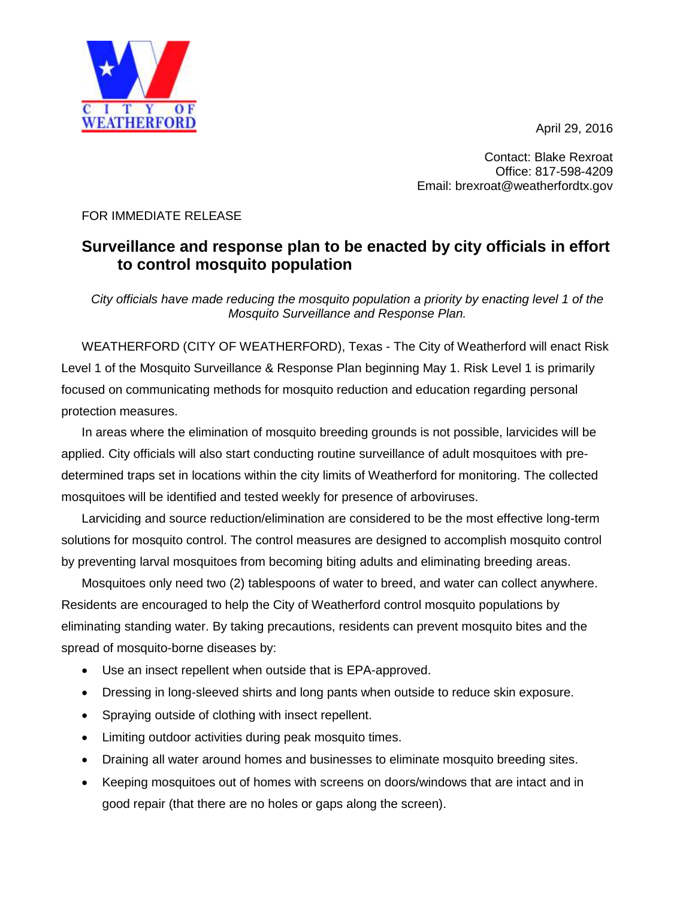CITY OF WEATHERFORD

April 29, 2016

Contact: Blake Rexroat
Office: 817-598-4209
Email: brexroat@weatherfordtx.gov

FOR IMMEDIATE RELEASE

## Surveillance and response plan to be enacted by city officials in effort to control mosquito population

*City officials have made reducing the mosquito population a priority by enacting level 1 of the Mosquito Surveillance and Response Plan.*

WEATHERFORD (CITY OF WEATHERFORD), Texas - The City of Weatherford will enact Risk Level 1 of the Mosquito Surveillance & Response Plan beginning May 1. Risk Level 1 is primarily focused on communicating methods for mosquito reduction and education regarding personal protection measures.

In areas where the elimination of mosquito breeding grounds is not possible, larvicides will be applied. City officials will also start conducting routine surveillance of adult mosquitoes with pre-determined traps set in locations within the city limits of Weatherford for monitoring. The collected mosquitoes will be identified and tested weekly for presence of arboviruses.

Larviciding and source reduction/elimination are considered to be the most effective long-term solutions for mosquito control. The control measures are designed to accomplish mosquito control by preventing larval mosquitoes from becoming biting adults and eliminating breeding areas.

Mosquitoes only need two (2) tablespoons of water to breed, and water can collect anywhere. Residents are encouraged to help the City of Weatherford control mosquito populations by eliminating standing water. By taking precautions, residents can prevent mosquito bites and the spread of mosquito-borne diseases by:

- Use an insect repellent when outside that is EPA-approved.
- Dressing in long-sleeved shirts and long pants when outside to reduce skin exposure.
- Spraying outside of clothing with insect repellent.
- Limiting outdoor activities during peak mosquito times.
- Draining all water around homes and businesses to eliminate mosquito breeding sites.
- Keeping mosquitoes out of homes with screens on doors/windows that are intact and in good repair (that there are no holes or gaps along the screen).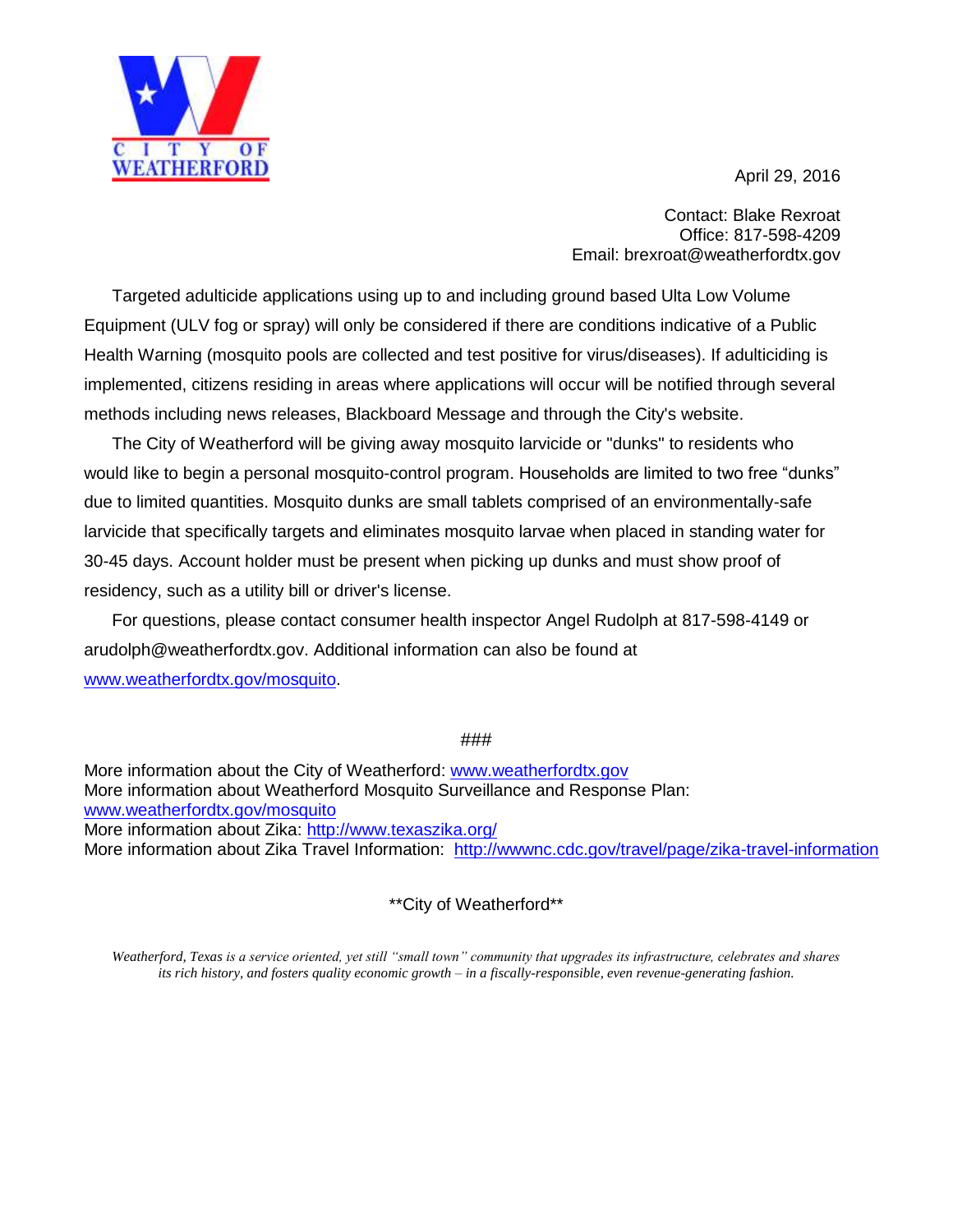CITY OF WEATHERFORD

April 29, 2016

Contact: Blake Rexroat
Office: 817-598-4209
Email: brexroat@weatherfordtx.gov

Targeted adulticide applications using up to and including ground based Ulta Low Volume Equipment (ULV fog or spray) will only be considered if there are conditions indicative of a Public Health Warning (mosquito pools are collected and test positive for virus/diseases). If adulticiding is implemented, citizens residing in areas where applications will occur will be notified through several methods including news releases, Blackboard Message and through the City's website.

The City of Weatherford will be giving away mosquito larvicide or "dunks" to residents who would like to begin a personal mosquito-control program. Households are limited to two free "dunks" due to limited quantities. Mosquito dunks are small tablets comprised of an environmentally-safe larvicide that specifically targets and eliminates mosquito larvae when placed in standing water for 30-45 days. Account holder must be present when picking up dunks and must show proof of residency, such as a utility bill or driver's license.

For questions, please contact consumer health inspector Angel Rudolph at 817-598-4149 or arudolph@weatherfordtx.gov. Additional information can also be found at [www.weatherfordtx.gov/mosquito](www.weatherfordtx.gov/mosquito).

###

More information about the City of Weatherford: [www.weatherfordtx.gov](www.weatherfordtx.gov)
More information about Weatherford Mosquito Surveillance and Response Plan: [www.weatherfordtx.gov/mosquito](www.weatherfordtx.gov/mosquito)
More information about Zika: [http://www.texaszika.org/](http://www.texaszika.org/)
More information about Zika Travel Information: [http://wwwnc.cdc.gov/travel/page/zika-travel-information](http://wwwnc.cdc.gov/travel/page/zika-travel-information)

**City of Weatherford**

*Weatherford, Texas is a service oriented, yet still "small town" community that upgrades its infrastructure, celebrates and shares its rich history, and fosters quality economic growth – in a fiscally-responsible, even revenue-generating fashion.*